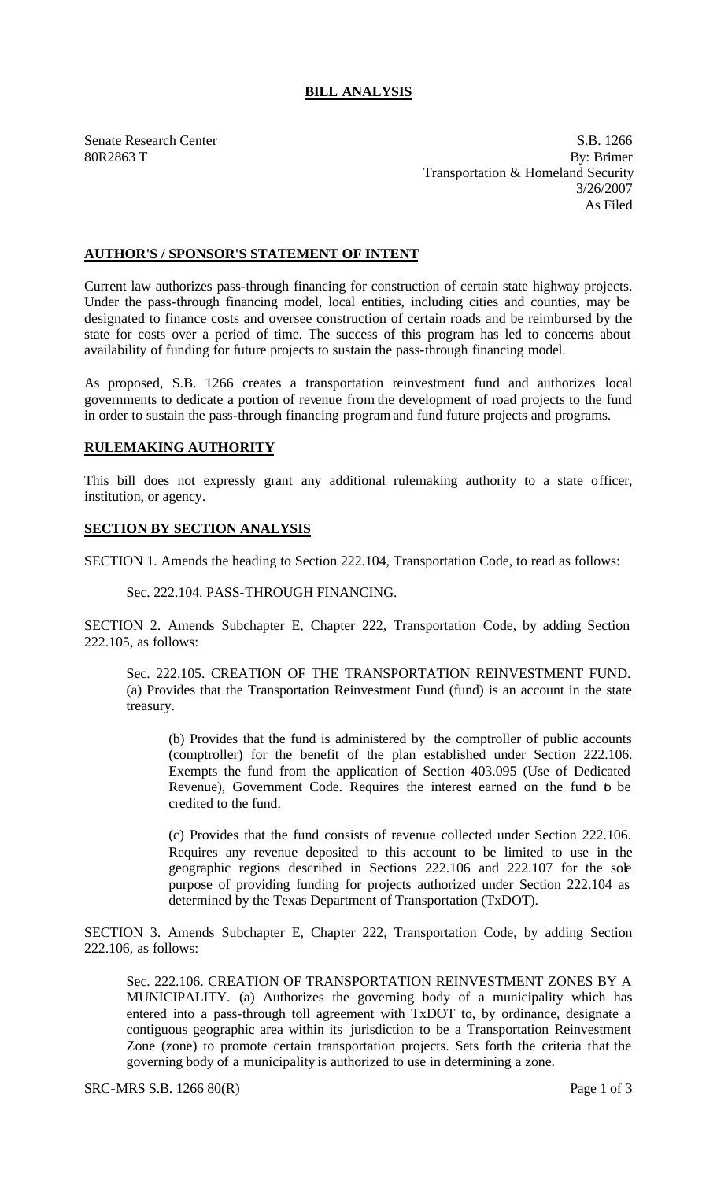# BILL ANALYSIS

Senate Research Center
80R2863 T

S.B. 1266
By: Brimer
Transportation & Homeland Security
3/26/2007
As Filed

## AUTHOR'S / SPONSOR'S STATEMENT OF INTENT

Current law authorizes pass-through financing for construction of certain state highway projects. Under the pass-through financing model, local entities, including cities and counties, may be designated to finance costs and oversee construction of certain roads and be reimbursed by the state for costs over a period of time. The success of this program has led to concerns about availability of funding for future projects to sustain the pass-through financing model.

As proposed, S.B. 1266 creates a transportation reinvestment fund and authorizes local governments to dedicate a portion of revenue from the development of road projects to the fund in order to sustain the pass-through financing program and fund future projects and programs.

## RULEMAKING AUTHORITY

This bill does not expressly grant any additional rulemaking authority to a state officer, institution, or agency.

## SECTION BY SECTION ANALYSIS

SECTION 1. Amends the heading to Section 222.104, Transportation Code, to read as follows:

Sec. 222.104. PASS-THROUGH FINANCING.

SECTION 2. Amends Subchapter E, Chapter 222, Transportation Code, by adding Section 222.105, as follows:

Sec. 222.105. CREATION OF THE TRANSPORTATION REINVESTMENT FUND. (a) Provides that the Transportation Reinvestment Fund (fund) is an account in the state treasury.

(b) Provides that the fund is administered by the comptroller of public accounts (comptroller) for the benefit of the plan established under Section 222.106. Exempts the fund from the application of Section 403.095 (Use of Dedicated Revenue), Government Code. Requires the interest earned on the fund to be credited to the fund.

(c) Provides that the fund consists of revenue collected under Section 222.106. Requires any revenue deposited to this account to be limited to use in the geographic regions described in Sections 222.106 and 222.107 for the sole purpose of providing funding for projects authorized under Section 222.104 as determined by the Texas Department of Transportation (TxDOT).

SECTION 3. Amends Subchapter E, Chapter 222, Transportation Code, by adding Section 222.106, as follows:

Sec. 222.106. CREATION OF TRANSPORTATION REINVESTMENT ZONES BY A MUNICIPALITY. (a) Authorizes the governing body of a municipality which has entered into a pass-through toll agreement with TxDOT to, by ordinance, designate a contiguous geographic area within its jurisdiction to be a Transportation Reinvestment Zone (zone) to promote certain transportation projects. Sets forth the criteria that the governing body of a municipality is authorized to use in determining a zone.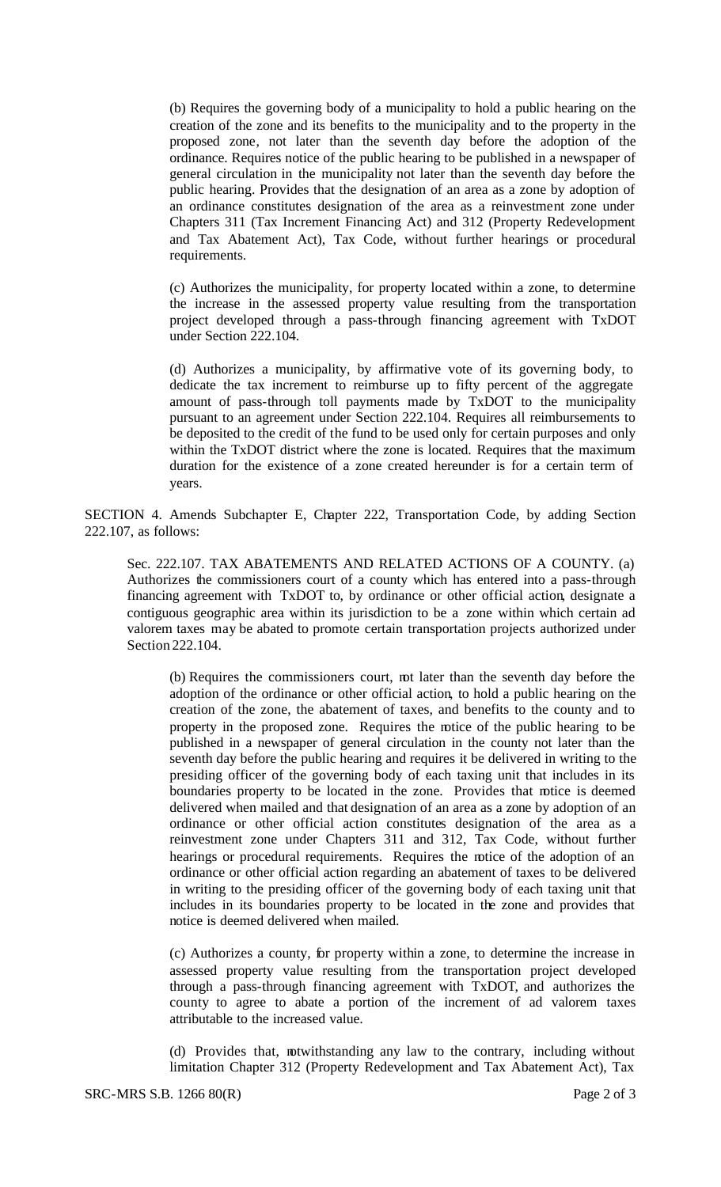(b) Requires the governing body of a municipality to hold a public hearing on the creation of the zone and its benefits to the municipality and to the property in the proposed zone, not later than the seventh day before the adoption of the ordinance. Requires notice of the public hearing to be published in a newspaper of general circulation in the municipality not later than the seventh day before the public hearing. Provides that the designation of an area as a zone by adoption of an ordinance constitutes designation of the area as a reinvestment zone under Chapters 311 (Tax Increment Financing Act) and 312 (Property Redevelopment and Tax Abatement Act), Tax Code, without further hearings or procedural requirements.

(c) Authorizes the municipality, for property located within a zone, to determine the increase in the assessed property value resulting from the transportation project developed through a pass-through financing agreement with TxDOT under Section 222.104.

(d) Authorizes a municipality, by affirmative vote of its governing body, to dedicate the tax increment to reimburse up to fifty percent of the aggregate amount of pass-through toll payments made by TxDOT to the municipality pursuant to an agreement under Section 222.104. Requires all reimbursements to be deposited to the credit of the fund to be used only for certain purposes and only within the TxDOT district where the zone is located. Requires that the maximum duration for the existence of a zone created hereunder is for a certain term of years.

SECTION 4. Amends Subchapter E, Chapter 222, Transportation Code, by adding Section 222.107, as follows:

Sec. 222.107. TAX ABATEMENTS AND RELATED ACTIONS OF A COUNTY. (a) Authorizes the commissioners court of a county which has entered into a pass-through financing agreement with TxDOT to, by ordinance or other official action, designate a contiguous geographic area within its jurisdiction to be a zone within which certain ad valorem taxes may be abated to promote certain transportation projects authorized under Section 222.104.

(b) Requires the commissioners court, not later than the seventh day before the adoption of the ordinance or other official action, to hold a public hearing on the creation of the zone, the abatement of taxes, and benefits to the county and to property in the proposed zone. Requires the notice of the public hearing to be published in a newspaper of general circulation in the county not later than the seventh day before the public hearing and requires it be delivered in writing to the presiding officer of the governing body of each taxing unit that includes in its boundaries property to be located in the zone. Provides that notice is deemed delivered when mailed and that designation of an area as a zone by adoption of an ordinance or other official action constitutes designation of the area as a reinvestment zone under Chapters 311 and 312, Tax Code, without further hearings or procedural requirements. Requires the notice of the adoption of an ordinance or other official action regarding an abatement of taxes to be delivered in writing to the presiding officer of the governing body of each taxing unit that includes in its boundaries property to be located in the zone and provides that notice is deemed delivered when mailed.

(c) Authorizes a county, for property within a zone, to determine the increase in assessed property value resulting from the transportation project developed through a pass-through financing agreement with TxDOT, and authorizes the county to agree to abate a portion of the increment of ad valorem taxes attributable to the increased value.

(d) Provides that, notwithstanding any law to the contrary, including without limitation Chapter 312 (Property Redevelopment and Tax Abatement Act), Tax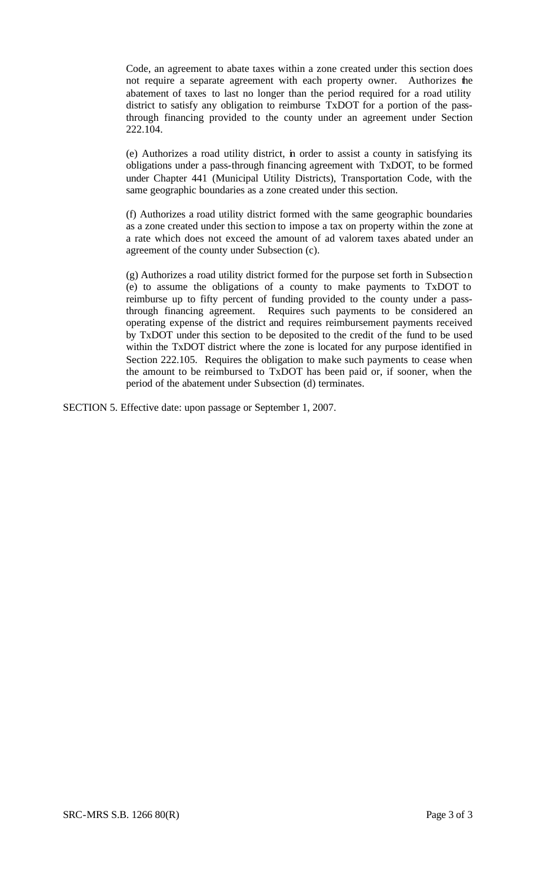Code, an agreement to abate taxes within a zone created under this section does not require a separate agreement with each property owner. Authorizes the abatement of taxes to last no longer than the period required for a road utility district to satisfy any obligation to reimburse TxDOT for a portion of the pass-through financing provided to the county under an agreement under Section 222.104.

(e) Authorizes a road utility district, in order to assist a county in satisfying its obligations under a pass-through financing agreement with TxDOT, to be formed under Chapter 441 (Municipal Utility Districts), Transportation Code, with the same geographic boundaries as a zone created under this section.

(f) Authorizes a road utility district formed with the same geographic boundaries as a zone created under this section to impose a tax on property within the zone at a rate which does not exceed the amount of ad valorem taxes abated under an agreement of the county under Subsection (c).

(g) Authorizes a road utility district formed for the purpose set forth in Subsection (e) to assume the obligations of a county to make payments to TxDOT to reimburse up to fifty percent of funding provided to the county under a pass-through financing agreement. Requires such payments to be considered an operating expense of the district and requires reimbursement payments received by TxDOT under this section to be deposited to the credit of the fund to be used within the TxDOT district where the zone is located for any purpose identified in Section 222.105. Requires the obligation to make such payments to cease when the amount to be reimbursed to TxDOT has been paid or, if sooner, when the period of the abatement under Subsection (d) terminates.

SECTION 5. Effective date: upon passage or September 1, 2007.

SRC-MRS S.B. 1266 80(R)